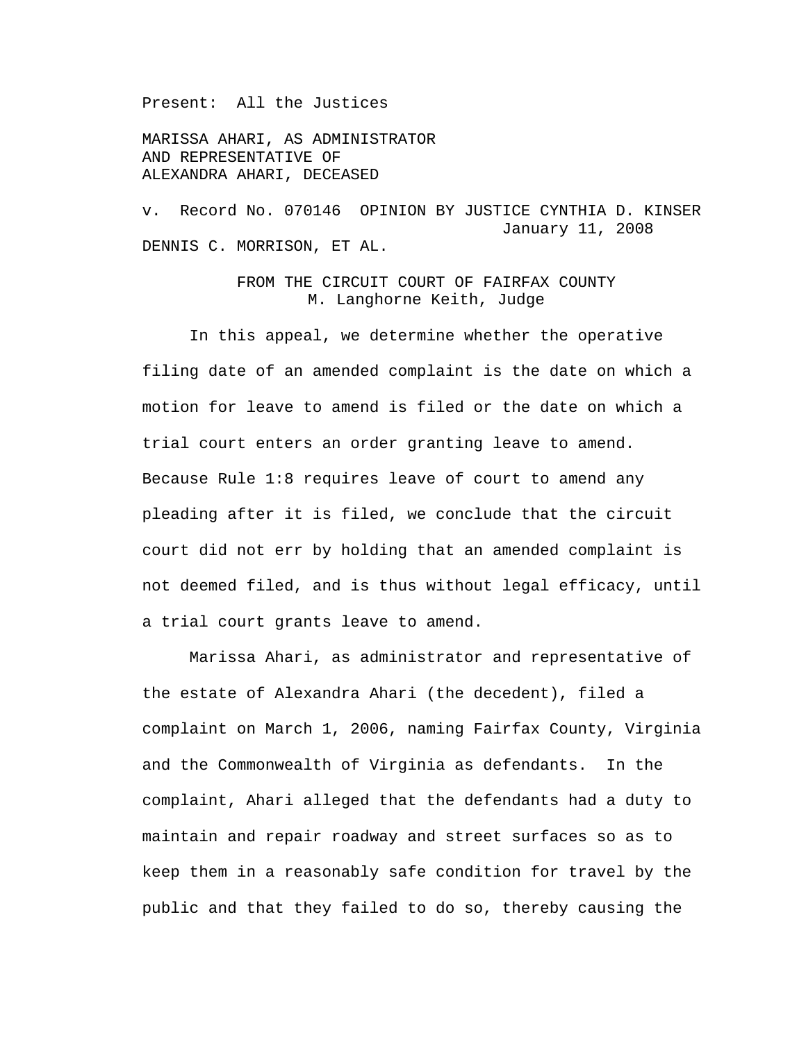Present: All the Justices

MARISSA AHARI, AS ADMINISTRATOR
AND REPRESENTATIVE OF
ALEXANDRA AHARI, DECEASED

v. Record No. 070146 OPINION BY JUSTICE CYNTHIA D. KINSER
January 11, 2008

DENNIS C. MORRISON, ET AL.

FROM THE CIRCUIT COURT OF FAIRFAX COUNTY
M. Langhorne Keith, Judge

In this appeal, we determine whether the operative filing date of an amended complaint is the date on which a motion for leave to amend is filed or the date on which a trial court enters an order granting leave to amend. Because Rule 1:8 requires leave of court to amend any pleading after it is filed, we conclude that the circuit court did not err by holding that an amended complaint is not deemed filed, and is thus without legal efficacy, until a trial court grants leave to amend.

Marissa Ahari, as administrator and representative of the estate of Alexandra Ahari (the decedent), filed a complaint on March 1, 2006, naming Fairfax County, Virginia and the Commonwealth of Virginia as defendants. In the complaint, Ahari alleged that the defendants had a duty to maintain and repair roadway and street surfaces so as to keep them in a reasonably safe condition for travel by the public and that they failed to do so, thereby causing the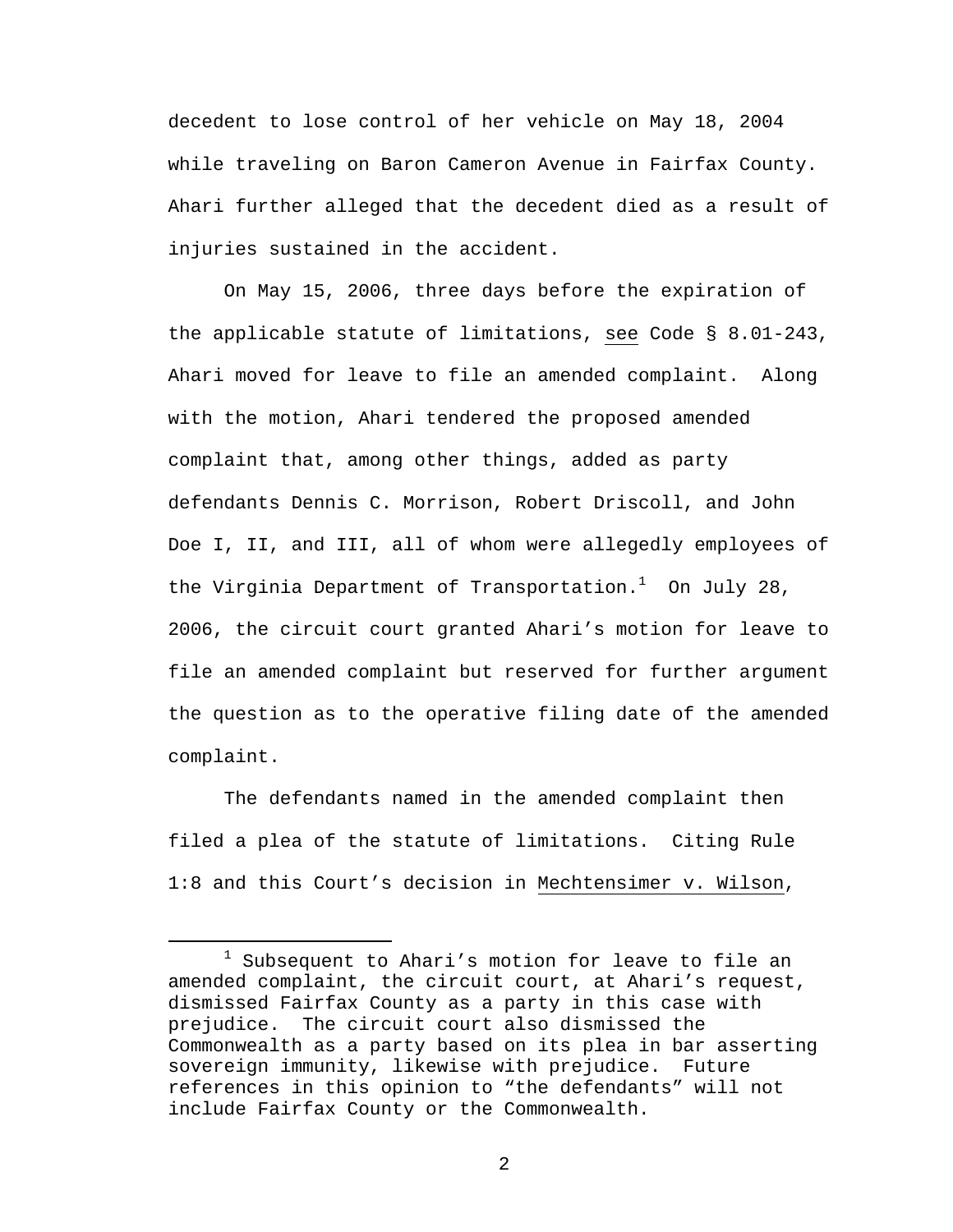decedent to lose control of her vehicle on May 18, 2004 while traveling on Baron Cameron Avenue in Fairfax County. Ahari further alleged that the decedent died as a result of injuries sustained in the accident.

On May 15, 2006, three days before the expiration of the applicable statute of limitations, see Code § 8.01-243, Ahari moved for leave to file an amended complaint. Along with the motion, Ahari tendered the proposed amended complaint that, among other things, added as party defendants Dennis C. Morrison, Robert Driscoll, and John Doe I, II, and III, all of whom were allegedly employees of the Virginia Department of Transportation.[1] On July 28, 2006, the circuit court granted Ahari's motion for leave to file an amended complaint but reserved for further argument the question as to the operative filing date of the amended complaint.

The defendants named in the amended complaint then filed a plea of the statute of limitations. Citing Rule 1:8 and this Court's decision in Mechtensimer v. Wilson,

[1] Subsequent to Ahari's motion for leave to file an amended complaint, the circuit court, at Ahari's request, dismissed Fairfax County as a party in this case with prejudice. The circuit court also dismissed the Commonwealth as a party based on its plea in bar asserting sovereign immunity, likewise with prejudice. Future references in this opinion to "the defendants" will not include Fairfax County or the Commonwealth.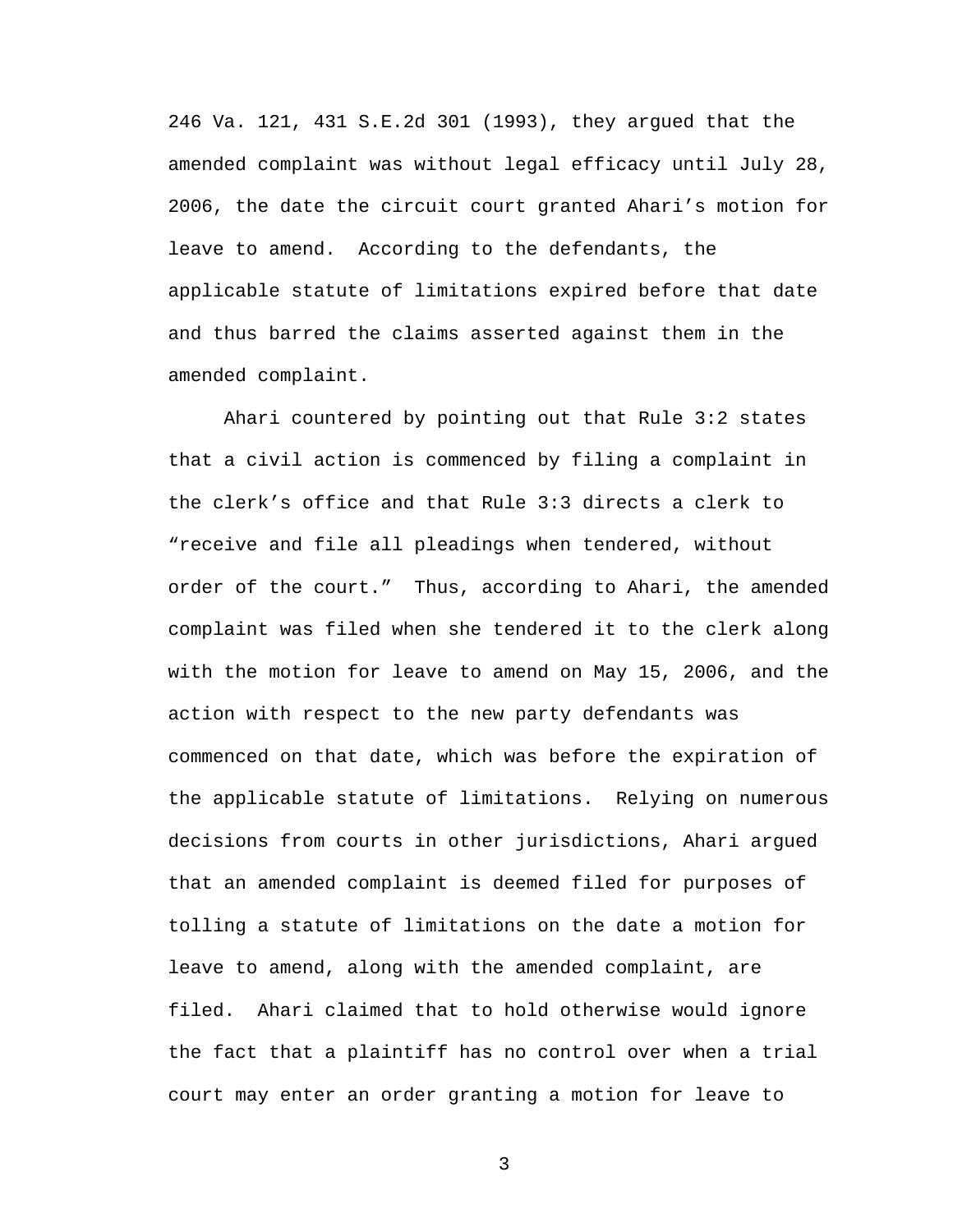246 Va. 121, 431 S.E.2d 301 (1993), they argued that the amended complaint was without legal efficacy until July 28, 2006, the date the circuit court granted Ahari's motion for leave to amend. According to the defendants, the applicable statute of limitations expired before that date and thus barred the claims asserted against them in the amended complaint.

Ahari countered by pointing out that Rule 3:2 states that a civil action is commenced by filing a complaint in the clerk's office and that Rule 3:3 directs a clerk to "receive and file all pleadings when tendered, without order of the court." Thus, according to Ahari, the amended complaint was filed when she tendered it to the clerk along with the motion for leave to amend on May 15, 2006, and the action with respect to the new party defendants was commenced on that date, which was before the expiration of the applicable statute of limitations. Relying on numerous decisions from courts in other jurisdictions, Ahari argued that an amended complaint is deemed filed for purposes of tolling a statute of limitations on the date a motion for leave to amend, along with the amended complaint, are filed. Ahari claimed that to hold otherwise would ignore the fact that a plaintiff has no control over when a trial court may enter an order granting a motion for leave to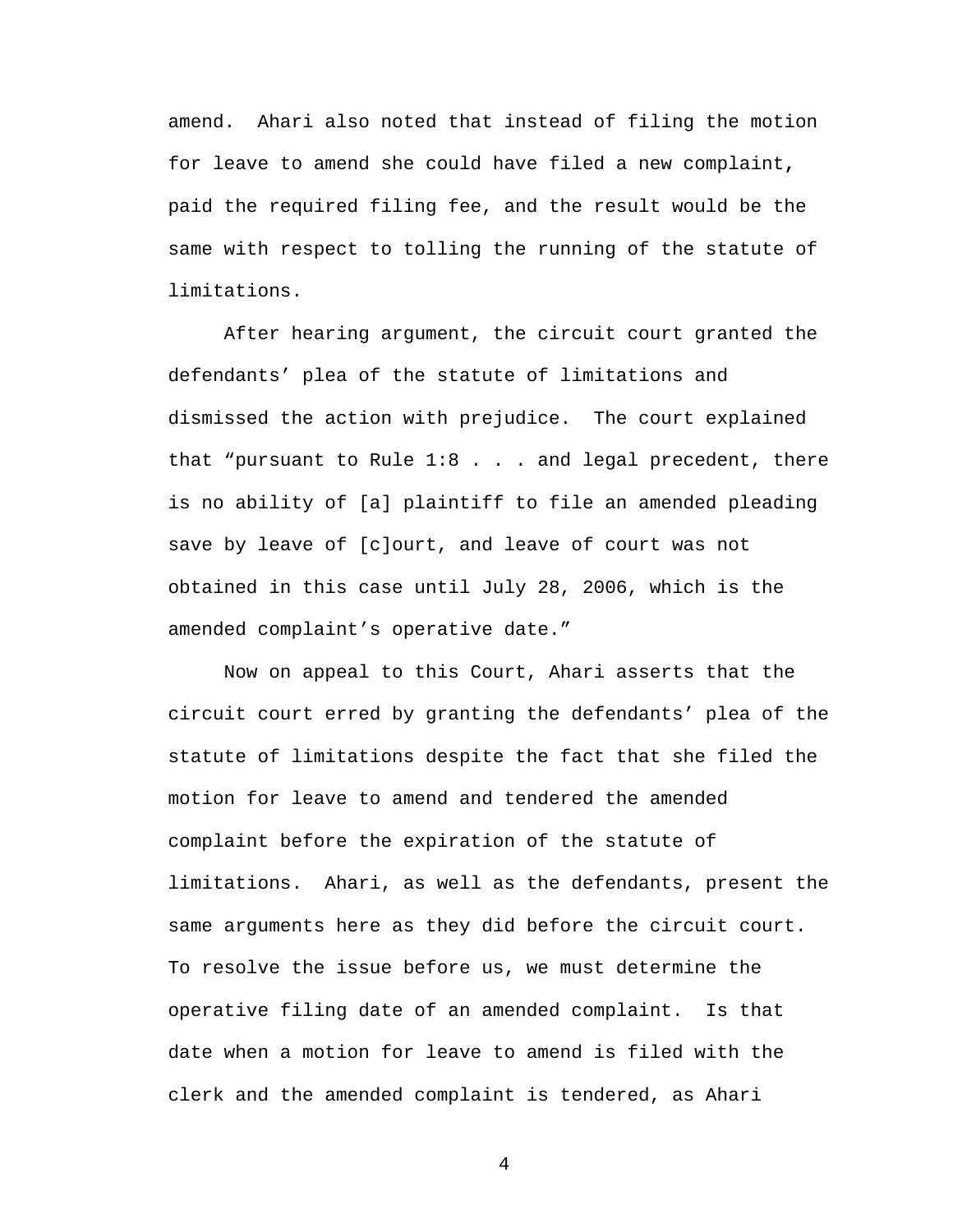amend. Ahari also noted that instead of filing the motion for leave to amend she could have filed a new complaint, paid the required filing fee, and the result would be the same with respect to tolling the running of the statute of limitations.

After hearing argument, the circuit court granted the defendants' plea of the statute of limitations and dismissed the action with prejudice. The court explained that "pursuant to Rule 1:8 . . . and legal precedent, there is no ability of [a] plaintiff to file an amended pleading save by leave of [c]ourt, and leave of court was not obtained in this case until July 28, 2006, which is the amended complaint's operative date."

Now on appeal to this Court, Ahari asserts that the circuit court erred by granting the defendants' plea of the statute of limitations despite the fact that she filed the motion for leave to amend and tendered the amended complaint before the expiration of the statute of limitations. Ahari, as well as the defendants, present the same arguments here as they did before the circuit court. To resolve the issue before us, we must determine the operative filing date of an amended complaint. Is that date when a motion for leave to amend is filed with the clerk and the amended complaint is tendered, as Ahari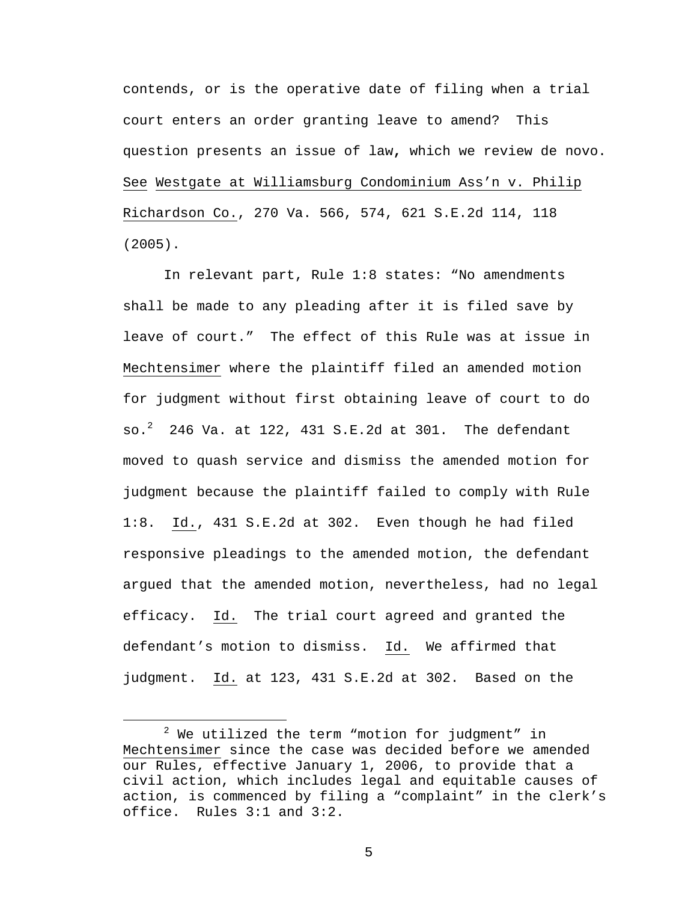contends, or is the operative date of filing when a trial court enters an order granting leave to amend? This question presents an issue of law, which we review de novo. See Westgate at Williamsburg Condominium Ass'n v. Philip Richardson Co., 270 Va. 566, 574, 621 S.E.2d 114, 118 (2005).

In relevant part, Rule 1:8 states: "No amendments shall be made to any pleading after it is filed save by leave of court." The effect of this Rule was at issue in Mechtensimer where the plaintiff filed an amended motion for judgment without first obtaining leave of court to do so.[2] 246 Va. at 122, 431 S.E.2d at 301. The defendant moved to quash service and dismiss the amended motion for judgment because the plaintiff failed to comply with Rule 1:8. Id., 431 S.E.2d at 302. Even though he had filed responsive pleadings to the amended motion, the defendant argued that the amended motion, nevertheless, had no legal efficacy. Id. The trial court agreed and granted the defendant's motion to dismiss. Id. We affirmed that judgment. Id. at 123, 431 S.E.2d at 302. Based on the

---

[2] We utilized the term "motion for judgment" in Mechtensimer since the case was decided before we amended our Rules, effective January 1, 2006, to provide that a civil action, which includes legal and equitable causes of action, is commenced by filing a "complaint" in the clerk's office. Rules 3:1 and 3:2.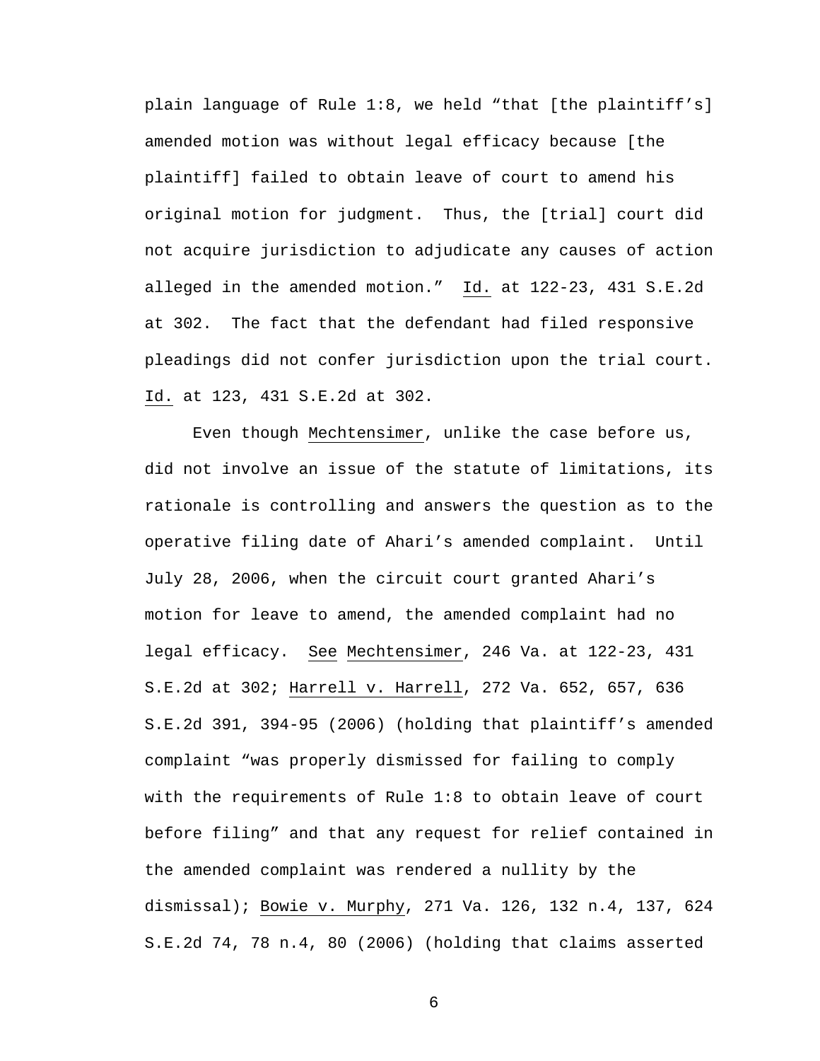plain language of Rule 1:8, we held "that [the plaintiff's] amended motion was without legal efficacy because [the plaintiff] failed to obtain leave of court to amend his original motion for judgment. Thus, the [trial] court did not acquire jurisdiction to adjudicate any causes of action alleged in the amended motion." Id. at 122-23, 431 S.E.2d at 302. The fact that the defendant had filed responsive pleadings did not confer jurisdiction upon the trial court. Id. at 123, 431 S.E.2d at 302.

Even though Mechtensimer, unlike the case before us, did not involve an issue of the statute of limitations, its rationale is controlling and answers the question as to the operative filing date of Ahari's amended complaint. Until July 28, 2006, when the circuit court granted Ahari's motion for leave to amend, the amended complaint had no legal efficacy. See Mechtensimer, 246 Va. at 122-23, 431 S.E.2d at 302; Harrell v. Harrell, 272 Va. 652, 657, 636 S.E.2d 391, 394-95 (2006) (holding that plaintiff's amended complaint "was properly dismissed for failing to comply with the requirements of Rule 1:8 to obtain leave of court before filing" and that any request for relief contained in the amended complaint was rendered a nullity by the dismissal); Bowie v. Murphy, 271 Va. 126, 132 n.4, 137, 624 S.E.2d 74, 78 n.4, 80 (2006) (holding that claims asserted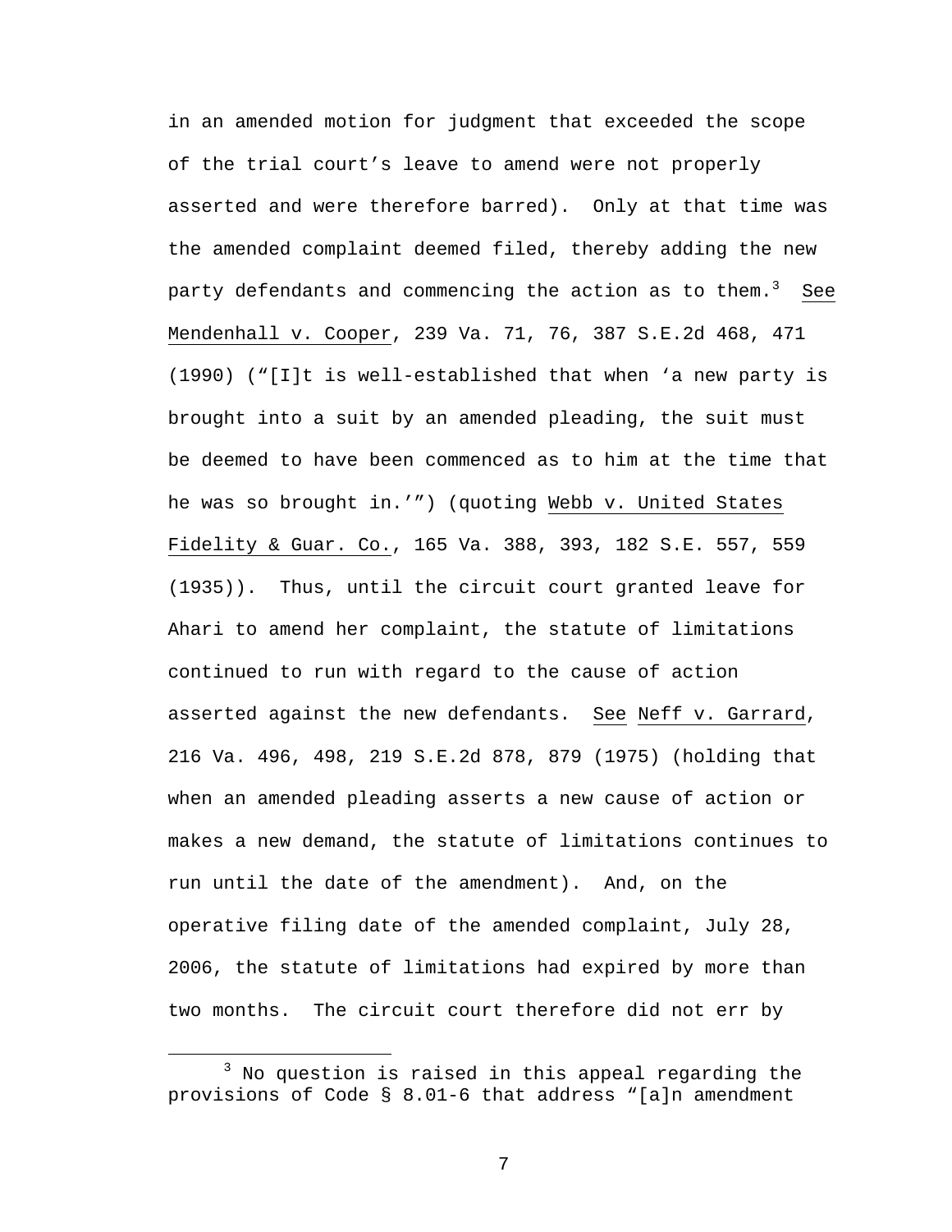in an amended motion for judgment that exceeded the scope of the trial court's leave to amend were not properly asserted and were therefore barred). Only at that time was the amended complaint deemed filed, thereby adding the new party defendants and commencing the action as to them.[3] See Mendenhall v. Cooper, 239 Va. 71, 76, 387 S.E.2d 468, 471 (1990) ("[I]t is well-established that when 'a new party is brought into a suit by an amended pleading, the suit must be deemed to have been commenced as to him at the time that he was so brought in.'") (quoting Webb v. United States Fidelity & Guar. Co., 165 Va. 388, 393, 182 S.E. 557, 559 (1935)). Thus, until the circuit court granted leave for Ahari to amend her complaint, the statute of limitations continued to run with regard to the cause of action asserted against the new defendants. See Neff v. Garrard, 216 Va. 496, 498, 219 S.E.2d 878, 879 (1975) (holding that when an amended pleading asserts a new cause of action or makes a new demand, the statute of limitations continues to run until the date of the amendment). And, on the operative filing date of the amended complaint, July 28, 2006, the statute of limitations had expired by more than two months. The circuit court therefore did not err by

[3] No question is raised in this appeal regarding the provisions of Code § 8.01-6 that address "[a]n amendment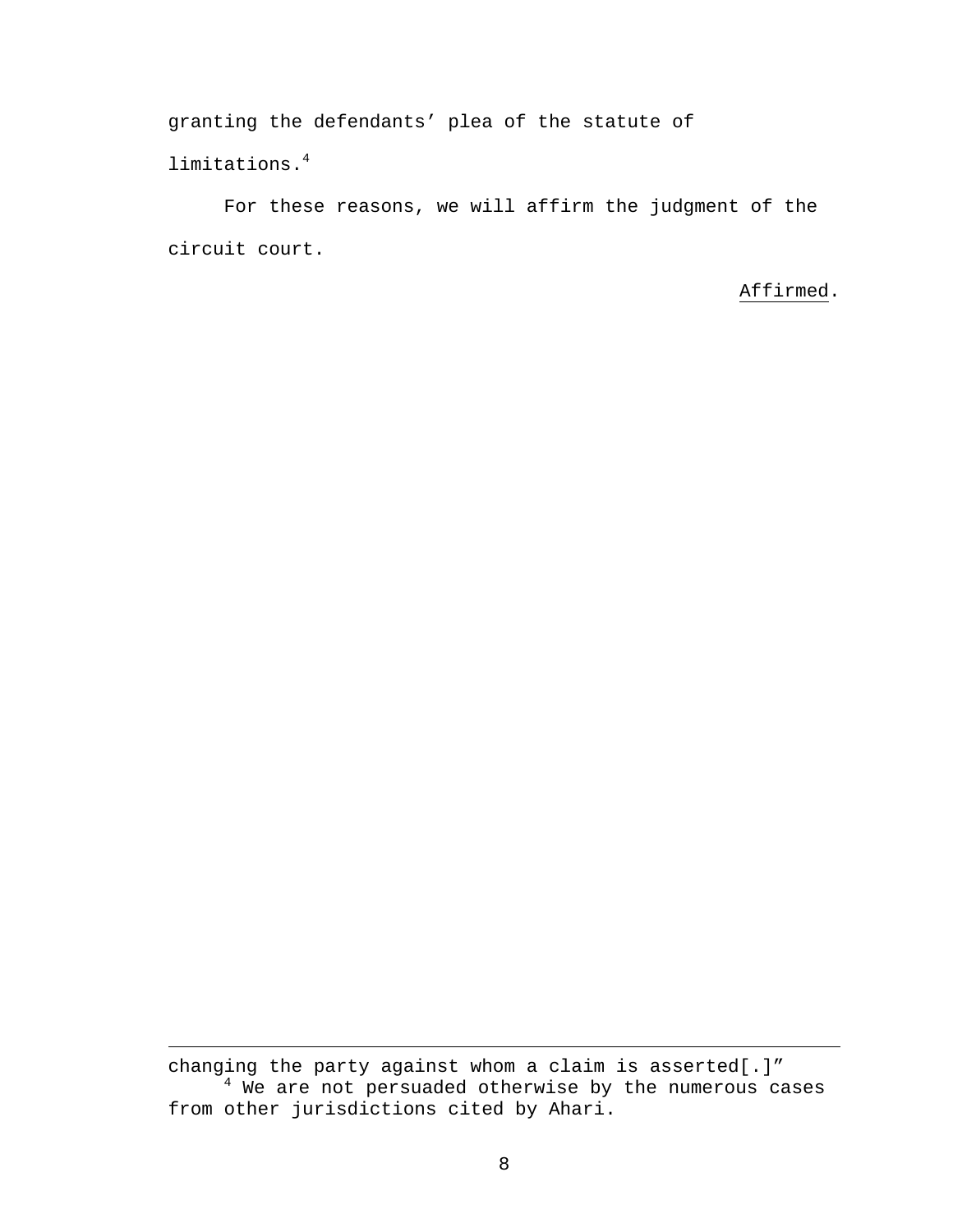granting the defendants' plea of the statute of limitations.[4]

For these reasons, we will affirm the judgment of the circuit court.

Affirmed.

---

changing the party against whom a claim is asserted[.]"

[4] We are not persuaded otherwise by the numerous cases from other jurisdictions cited by Ahari.